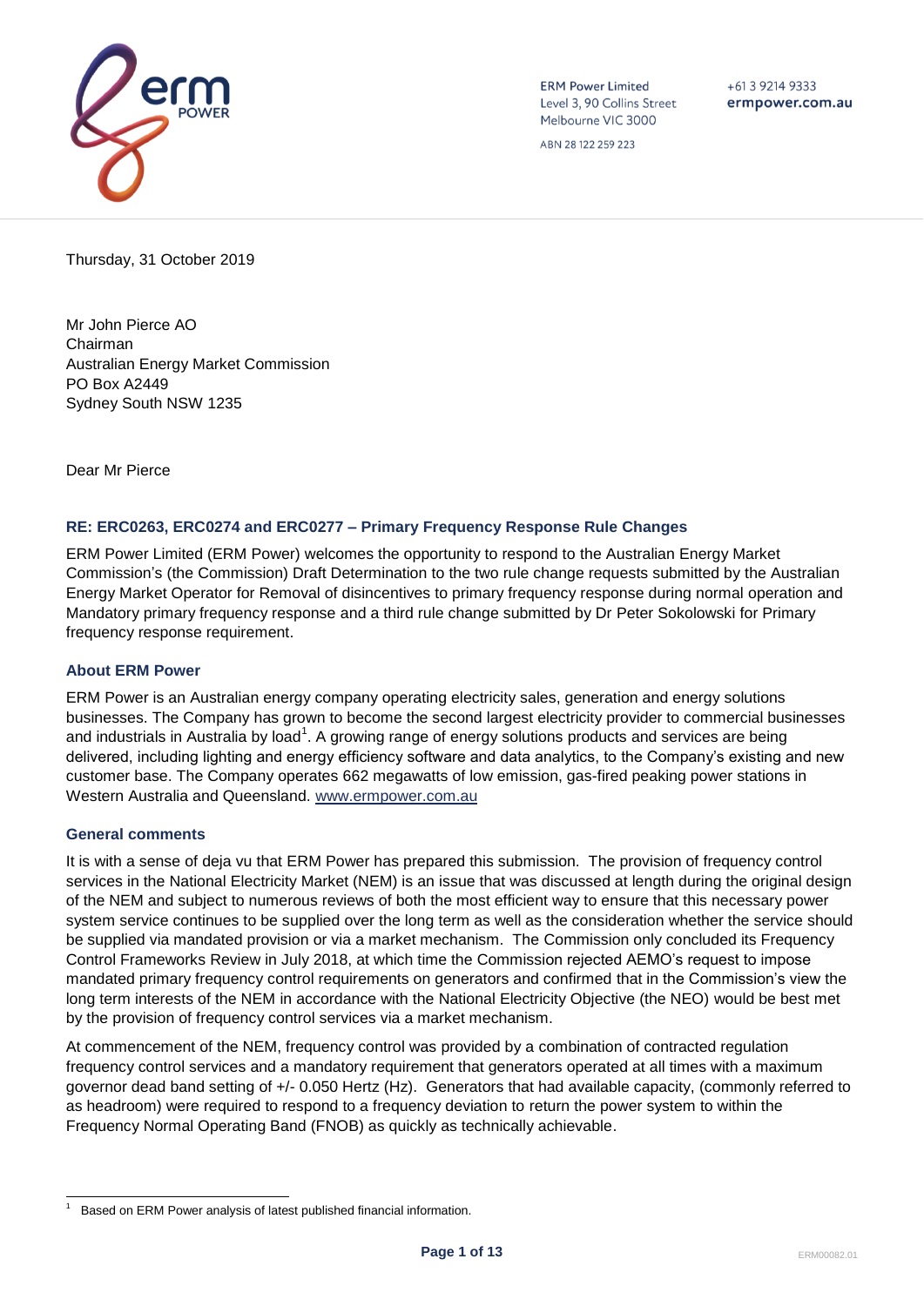ERM Power Limited
Level 3, 90 Collins Street
Melbourne VIC 3000

ABN 28 122 259 223

+61 3 9214 9333
ermpower.com.au

Thursday, 31 October 2019

Mr John Pierce AO
Chairman
Australian Energy Market Commission
PO Box A2449
Sydney South NSW 1235

Dear Mr Pierce

### RE: ERC0263, ERC0274 and ERC0277 – Primary Frequency Response Rule Changes

ERM Power Limited (ERM Power) welcomes the opportunity to respond to the Australian Energy Market Commission's (the Commission) Draft Determination to the two rule change requests submitted by the Australian Energy Market Operator for Removal of disincentives to primary frequency response during normal operation and Mandatory primary frequency response and a third rule change submitted by Dr Peter Sokolowski for Primary frequency response requirement.

### About ERM Power

ERM Power is an Australian energy company operating electricity sales, generation and energy solutions businesses. The Company has grown to become the second largest electricity provider to commercial businesses and industrials in Australia by load[1]. A growing range of energy solutions products and services are being delivered, including lighting and energy efficiency software and data analytics, to the Company's existing and new customer base. The Company operates 662 megawatts of low emission, gas-fired peaking power stations in Western Australia and Queensland. www.ermpower.com.au

### General comments

It is with a sense of deja vu that ERM Power has prepared this submission. The provision of frequency control services in the National Electricity Market (NEM) is an issue that was discussed at length during the original design of the NEM and subject to numerous reviews of both the most efficient way to ensure that this necessary power system service continues to be supplied over the long term as well as the consideration whether the service should be supplied via mandated provision or via a market mechanism. The Commission only concluded its Frequency Control Frameworks Review in July 2018, at which time the Commission rejected AEMO's request to impose mandated primary frequency control requirements on generators and confirmed that in the Commission's view the long term interests of the NEM in accordance with the National Electricity Objective (the NEO) would be best met by the provision of frequency control services via a market mechanism.

At commencement of the NEM, frequency control was provided by a combination of contracted regulation frequency control services and a mandatory requirement that generators operated at all times with a maximum governor dead band setting of +/- 0.050 Hertz (Hz). Generators that had available capacity, (commonly referred to as headroom) were required to respond to a frequency deviation to return the power system to within the Frequency Normal Operating Band (FNOB) as quickly as technically achievable.

---

[1] Based on ERM Power analysis of latest published financial information.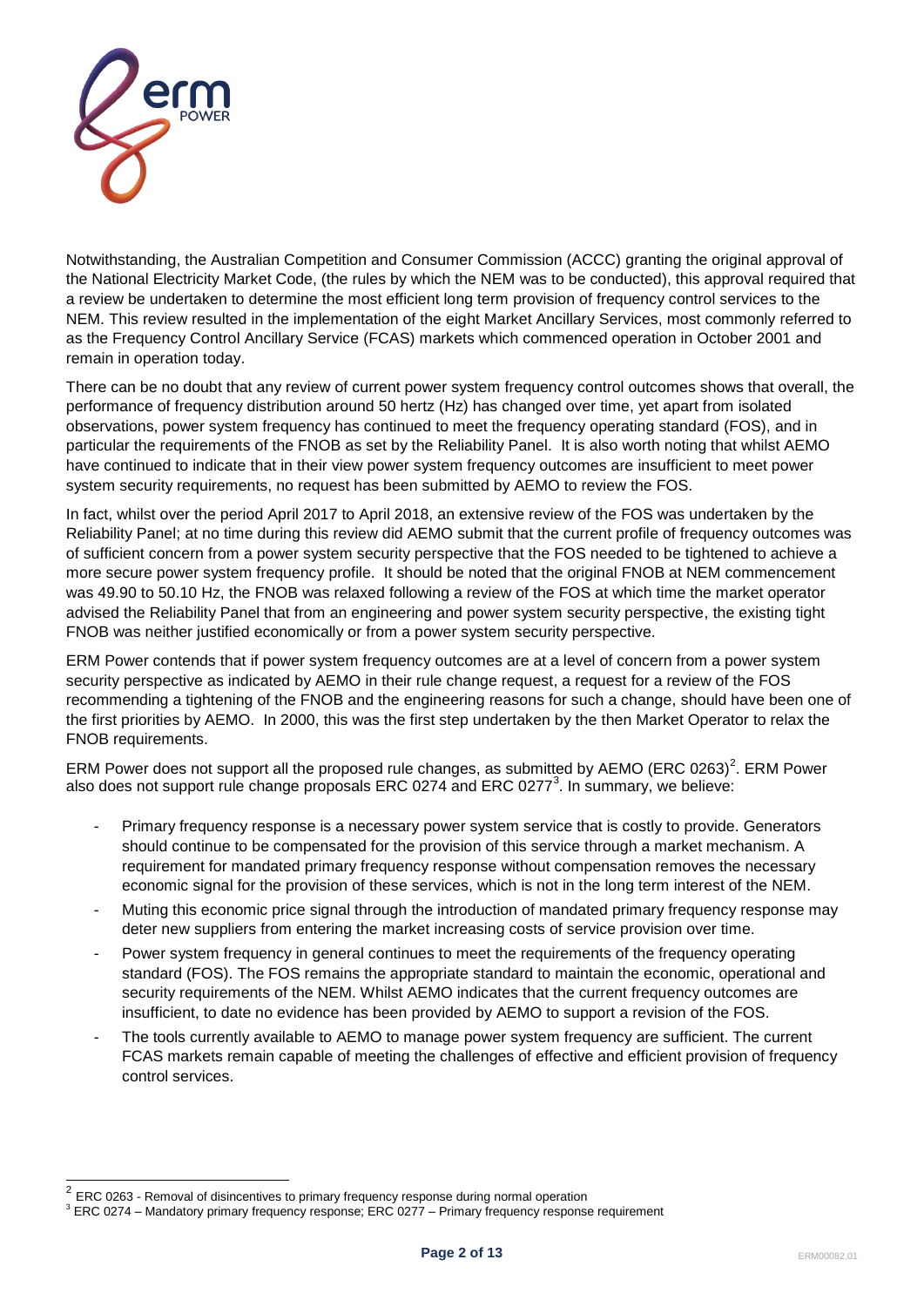Notwithstanding, the Australian Competition and Consumer Commission (ACCC) granting the original approval of the National Electricity Market Code, (the rules by which the NEM was to be conducted), this approval required that a review be undertaken to determine the most efficient long term provision of frequency control services to the NEM. This review resulted in the implementation of the eight Market Ancillary Services, most commonly referred to as the Frequency Control Ancillary Service (FCAS) markets which commenced operation in October 2001 and remain in operation today.

There can be no doubt that any review of current power system frequency control outcomes shows that overall, the performance of frequency distribution around 50 hertz (Hz) has changed over time, yet apart from isolated observations, power system frequency has continued to meet the frequency operating standard (FOS), and in particular the requirements of the FNOB as set by the Reliability Panel. It is also worth noting that whilst AEMO have continued to indicate that in their view power system frequency outcomes are insufficient to meet power system security requirements, no request has been submitted by AEMO to review the FOS.

In fact, whilst over the period April 2017 to April 2018, an extensive review of the FOS was undertaken by the Reliability Panel; at no time during this review did AEMO submit that the current profile of frequency outcomes was of sufficient concern from a power system security perspective that the FOS needed to be tightened to achieve a more secure power system frequency profile. It should be noted that the original FNOB at NEM commencement was 49.90 to 50.10 Hz, the FNOB was relaxed following a review of the FOS at which time the market operator advised the Reliability Panel that from an engineering and power system security perspective, the existing tight FNOB was neither justified economically or from a power system security perspective.

ERM Power contends that if power system frequency outcomes are at a level of concern from a power system security perspective as indicated by AEMO in their rule change request, a request for a review of the FOS recommending a tightening of the FNOB and the engineering reasons for such a change, should have been one of the first priorities by AEMO. In 2000, this was the first step undertaken by the then Market Operator to relax the FNOB requirements.

ERM Power does not support all the proposed rule changes, as submitted by AEMO (ERC 0263)[2]. ERM Power also does not support rule change proposals ERC 0274 and ERC 0277[3]. In summary, we believe:

- Primary frequency response is a necessary power system service that is costly to provide. Generators should continue to be compensated for the provision of this service through a market mechanism. A requirement for mandated primary frequency response without compensation removes the necessary economic signal for the provision of these services, which is not in the long term interest of the NEM.
- Muting this economic price signal through the introduction of mandated primary frequency response may deter new suppliers from entering the market increasing costs of service provision over time.
- Power system frequency in general continues to meet the requirements of the frequency operating standard (FOS). The FOS remains the appropriate standard to maintain the economic, operational and security requirements of the NEM. Whilst AEMO indicates that the current frequency outcomes are insufficient, to date no evidence has been provided by AEMO to support a revision of the FOS.
- The tools currently available to AEMO to manage power system frequency are sufficient. The current FCAS markets remain capable of meeting the challenges of effective and efficient provision of frequency control services.

[2] ERC 0263 - Removal of disincentives to primary frequency response during normal operation

[3] ERC 0274 – Mandatory primary frequency response; ERC 0277 – Primary frequency response requirement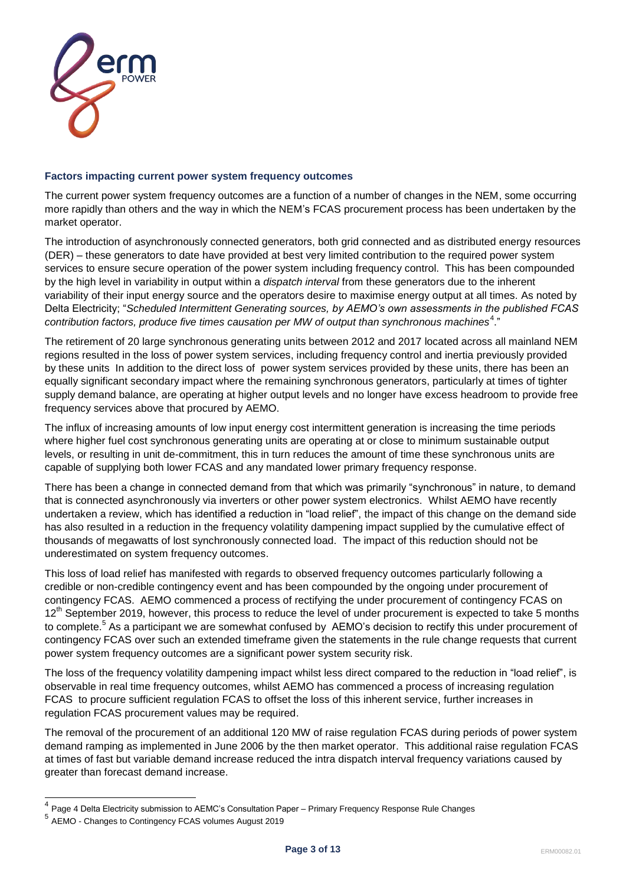### Factors impacting current power system frequency outcomes

The current power system frequency outcomes are a function of a number of changes in the NEM, some occurring more rapidly than others and the way in which the NEM's FCAS procurement process has been undertaken by the market operator.

The introduction of asynchronously connected generators, both grid connected and as distributed energy resources (DER) – these generators to date have provided at best very limited contribution to the required power system services to ensure secure operation of the power system including frequency control. This has been compounded by the high level in variability in output within a *dispatch interval* from these generators due to the inherent variability of their input energy source and the operators desire to maximise energy output at all times. As noted by Delta Electricity; "*Scheduled Intermittent Generating sources, by AEMO's own assessments in the published FCAS contribution factors, produce five times causation per MW of output than synchronous machines*[4]."

The retirement of 20 large synchronous generating units between 2012 and 2017 located across all mainland NEM regions resulted in the loss of power system services, including frequency control and inertia previously provided by these units In addition to the direct loss of power system services provided by these units, there has been an equally significant secondary impact where the remaining synchronous generators, particularly at times of tighter supply demand balance, are operating at higher output levels and no longer have excess headroom to provide free frequency services above that procured by AEMO.

The influx of increasing amounts of low input energy cost intermittent generation is increasing the time periods where higher fuel cost synchronous generating units are operating at or close to minimum sustainable output levels, or resulting in unit de-commitment, this in turn reduces the amount of time these synchronous units are capable of supplying both lower FCAS and any mandated lower primary frequency response.

There has been a change in connected demand from that which was primarily "synchronous" in nature, to demand that is connected asynchronously via inverters or other power system electronics. Whilst AEMO have recently undertaken a review, which has identified a reduction in "load relief", the impact of this change on the demand side has also resulted in a reduction in the frequency volatility dampening impact supplied by the cumulative effect of thousands of megawatts of lost synchronously connected load. The impact of this reduction should not be underestimated on system frequency outcomes.

This loss of load relief has manifested with regards to observed frequency outcomes particularly following a credible or non-credible contingency event and has been compounded by the ongoing under procurement of contingency FCAS. AEMO commenced a process of rectifying the under procurement of contingency FCAS on 12th September 2019, however, this process to reduce the level of under procurement is expected to take 5 months to complete.[5] As a participant we are somewhat confused by AEMO's decision to rectify this under procurement of contingency FCAS over such an extended timeframe given the statements in the rule change requests that current power system frequency outcomes are a significant power system security risk.

The loss of the frequency volatility dampening impact whilst less direct compared to the reduction in "load relief", is observable in real time frequency outcomes, whilst AEMO has commenced a process of increasing regulation FCAS to procure sufficient regulation FCAS to offset the loss of this inherent service, further increases in regulation FCAS procurement values may be required.

The removal of the procurement of an additional 120 MW of raise regulation FCAS during periods of power system demand ramping as implemented in June 2006 by the then market operator. This additional raise regulation FCAS at times of fast but variable demand increase reduced the intra dispatch interval frequency variations caused by greater than forecast demand increase.

---

[4] Page 4 Delta Electricity submission to AEMC's Consultation Paper – Primary Frequency Response Rule Changes

[5] AEMO - Changes to Contingency FCAS volumes August 2019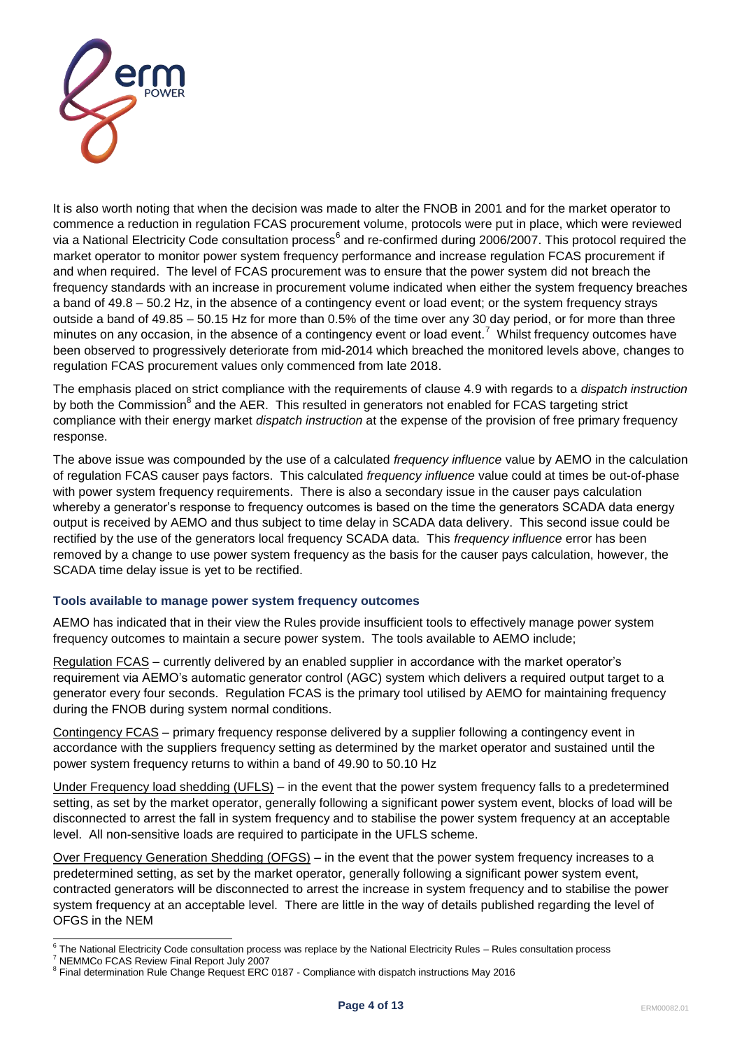It is also worth noting that when the decision was made to alter the FNOB in 2001 and for the market operator to commence a reduction in regulation FCAS procurement volume, protocols were put in place, which were reviewed via a National Electricity Code consultation process[6] and re-confirmed during 2006/2007. This protocol required the market operator to monitor power system frequency performance and increase regulation FCAS procurement if and when required. The level of FCAS procurement was to ensure that the power system did not breach the frequency standards with an increase in procurement volume indicated when either the system frequency breaches a band of 49.8 – 50.2 Hz, in the absence of a contingency event or load event; or the system frequency strays outside a band of 49.85 – 50.15 Hz for more than 0.5% of the time over any 30 day period, or for more than three minutes on any occasion, in the absence of a contingency event or load event.[7] Whilst frequency outcomes have been observed to progressively deteriorate from mid-2014 which breached the monitored levels above, changes to regulation FCAS procurement values only commenced from late 2018.

The emphasis placed on strict compliance with the requirements of clause 4.9 with regards to a *dispatch instruction* by both the Commission[8] and the AER. This resulted in generators not enabled for FCAS targeting strict compliance with their energy market *dispatch instruction* at the expense of the provision of free primary frequency response.

The above issue was compounded by the use of a calculated *frequency influence* value by AEMO in the calculation of regulation FCAS causer pays factors. This calculated *frequency influence* value could at times be out-of-phase with power system frequency requirements. There is also a secondary issue in the causer pays calculation whereby a generator's response to frequency outcomes is based on the time the generators SCADA data energy output is received by AEMO and thus subject to time delay in SCADA data delivery. This second issue could be rectified by the use of the generators local frequency SCADA data. This *frequency influence* error has been removed by a change to use power system frequency as the basis for the causer pays calculation, however, the SCADA time delay issue is yet to be rectified.

### Tools available to manage power system frequency outcomes

AEMO has indicated that in their view the Rules provide insufficient tools to effectively manage power system frequency outcomes to maintain a secure power system. The tools available to AEMO include;

Regulation FCAS – currently delivered by an enabled supplier in accordance with the market operator's requirement via AEMO's automatic generator control (AGC) system which delivers a required output target to a generator every four seconds. Regulation FCAS is the primary tool utilised by AEMO for maintaining frequency during the FNOB during system normal conditions.

Contingency FCAS – primary frequency response delivered by a supplier following a contingency event in accordance with the suppliers frequency setting as determined by the market operator and sustained until the power system frequency returns to within a band of 49.90 to 50.10 Hz

Under Frequency load shedding (UFLS) – in the event that the power system frequency falls to a predetermined setting, as set by the market operator, generally following a significant power system event, blocks of load will be disconnected to arrest the fall in system frequency and to stabilise the power system frequency at an acceptable level. All non-sensitive loads are required to participate in the UFLS scheme.

Over Frequency Generation Shedding (OFGS) – in the event that the power system frequency increases to a predetermined setting, as set by the market operator, generally following a significant power system event, contracted generators will be disconnected to arrest the increase in system frequency and to stabilise the power system frequency at an acceptable level. There are little in the way of details published regarding the level of OFGS in the NEM

---

[6] The National Electricity Code consultation process was replace by the National Electricity Rules – Rules consultation process

[7] NEMMCo FCAS Review Final Report July 2007

[8] Final determination Rule Change Request ERC 0187 - Compliance with dispatch instructions May 2016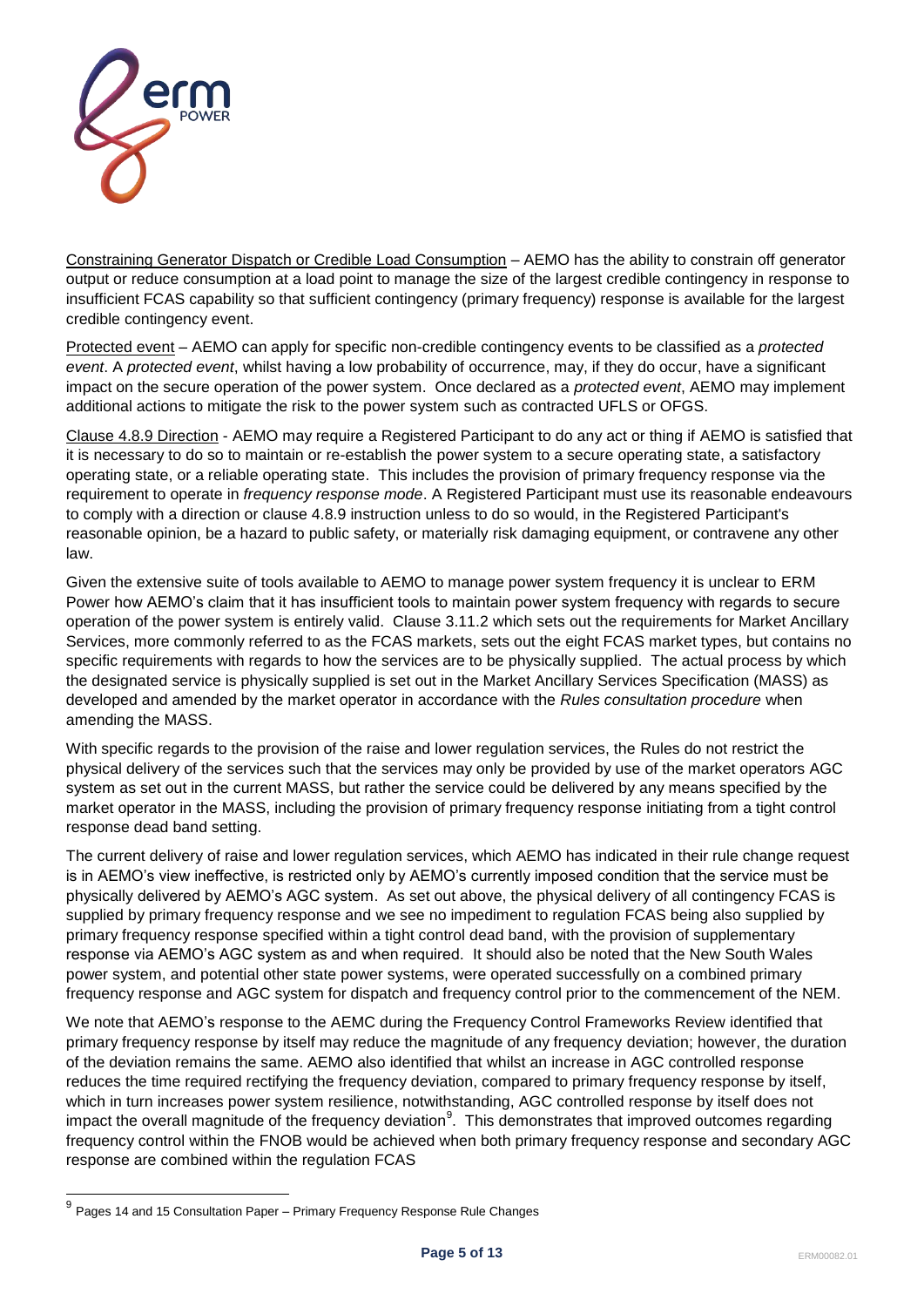Constraining Generator Dispatch or Credible Load Consumption – AEMO has the ability to constrain off generator output or reduce consumption at a load point to manage the size of the largest credible contingency in response to insufficient FCAS capability so that sufficient contingency (primary frequency) response is available for the largest credible contingency event.

Protected event – AEMO can apply for specific non-credible contingency events to be classified as a *protected event*. A *protected event*, whilst having a low probability of occurrence, may, if they do occur, have a significant impact on the secure operation of the power system. Once declared as a *protected event*, AEMO may implement additional actions to mitigate the risk to the power system such as contracted UFLS or OFGS.

Clause 4.8.9 Direction - AEMO may require a Registered Participant to do any act or thing if AEMO is satisfied that it is necessary to do so to maintain or re-establish the power system to a secure operating state, a satisfactory operating state, or a reliable operating state. This includes the provision of primary frequency response via the requirement to operate in *frequency response mode*. A Registered Participant must use its reasonable endeavours to comply with a direction or clause 4.8.9 instruction unless to do so would, in the Registered Participant's reasonable opinion, be a hazard to public safety, or materially risk damaging equipment, or contravene any other law.

Given the extensive suite of tools available to AEMO to manage power system frequency it is unclear to ERM Power how AEMO's claim that it has insufficient tools to maintain power system frequency with regards to secure operation of the power system is entirely valid. Clause 3.11.2 which sets out the requirements for Market Ancillary Services, more commonly referred to as the FCAS markets, sets out the eight FCAS market types, but contains no specific requirements with regards to how the services are to be physically supplied. The actual process by which the designated service is physically supplied is set out in the Market Ancillary Services Specification (MASS) as developed and amended by the market operator in accordance with the *Rules consultation procedure* when amending the MASS.

With specific regards to the provision of the raise and lower regulation services, the Rules do not restrict the physical delivery of the services such that the services may only be provided by use of the market operators AGC system as set out in the current MASS, but rather the service could be delivered by any means specified by the market operator in the MASS, including the provision of primary frequency response initiating from a tight control response dead band setting.

The current delivery of raise and lower regulation services, which AEMO has indicated in their rule change request is in AEMO's view ineffective, is restricted only by AEMO's currently imposed condition that the service must be physically delivered by AEMO's AGC system. As set out above, the physical delivery of all contingency FCAS is supplied by primary frequency response and we see no impediment to regulation FCAS being also supplied by primary frequency response specified within a tight control dead band, with the provision of supplementary response via AEMO's AGC system as and when required. It should also be noted that the New South Wales power system, and potential other state power systems, were operated successfully on a combined primary frequency response and AGC system for dispatch and frequency control prior to the commencement of the NEM.

We note that AEMO's response to the AEMC during the Frequency Control Frameworks Review identified that primary frequency response by itself may reduce the magnitude of any frequency deviation; however, the duration of the deviation remains the same. AEMO also identified that whilst an increase in AGC controlled response reduces the time required rectifying the frequency deviation, compared to primary frequency response by itself, which in turn increases power system resilience, notwithstanding, AGC controlled response by itself does not impact the overall magnitude of the frequency deviation[9]. This demonstrates that improved outcomes regarding frequency control within the FNOB would be achieved when both primary frequency response and secondary AGC response are combined within the regulation FCAS

[9] Pages 14 and 15 Consultation Paper – Primary Frequency Response Rule Changes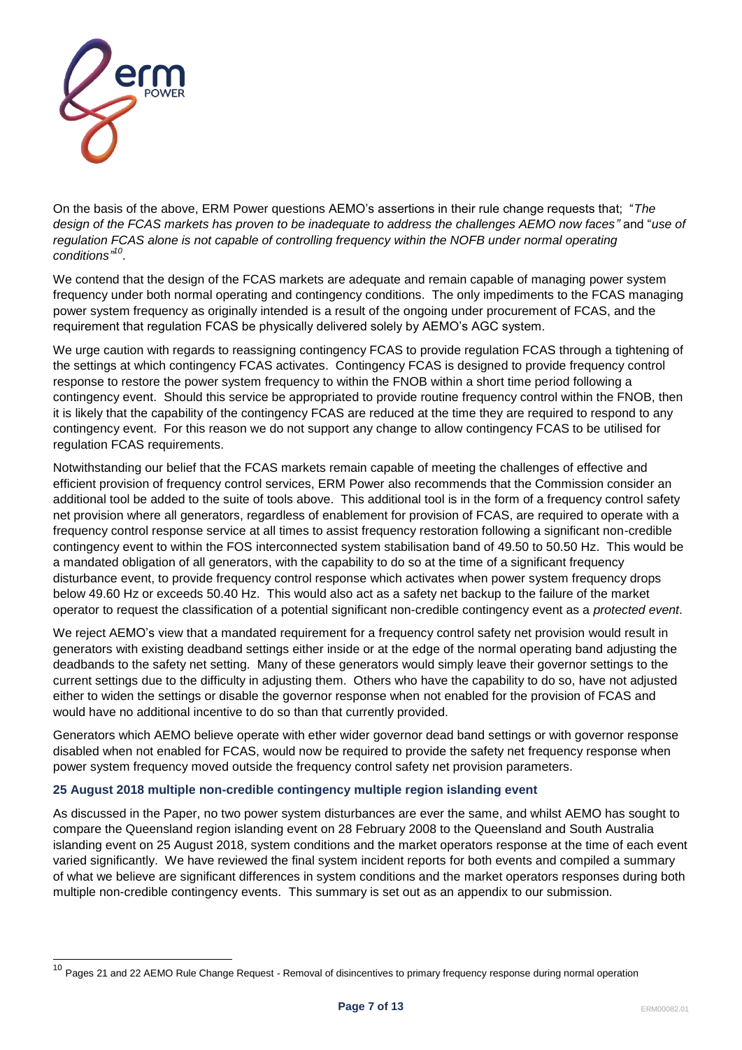On the basis of the above, ERM Power questions AEMO's assertions in their rule change requests that; "*The design of the FCAS markets has proven to be inadequate to address the challenges AEMO now faces"* and "*use of regulation FCAS alone is not capable of controlling frequency within the NOFB under normal operating conditions*"[10].

We contend that the design of the FCAS markets are adequate and remain capable of managing power system frequency under both normal operating and contingency conditions. The only impediments to the FCAS managing power system frequency as originally intended is a result of the ongoing under procurement of FCAS, and the requirement that regulation FCAS be physically delivered solely by AEMO's AGC system.

We urge caution with regards to reassigning contingency FCAS to provide regulation FCAS through a tightening of the settings at which contingency FCAS activates. Contingency FCAS is designed to provide frequency control response to restore the power system frequency to within the FNOB within a short time period following a contingency event. Should this service be appropriated to provide routine frequency control within the FNOB, then it is likely that the capability of the contingency FCAS are reduced at the time they are required to respond to any contingency event. For this reason we do not support any change to allow contingency FCAS to be utilised for regulation FCAS requirements.

Notwithstanding our belief that the FCAS markets remain capable of meeting the challenges of effective and efficient provision of frequency control services, ERM Power also recommends that the Commission consider an additional tool be added to the suite of tools above. This additional tool is in the form of a frequency control safety net provision where all generators, regardless of enablement for provision of FCAS, are required to operate with a frequency control response service at all times to assist frequency restoration following a significant non-credible contingency event to within the FOS interconnected system stabilisation band of 49.50 to 50.50 Hz. This would be a mandated obligation of all generators, with the capability to do so at the time of a significant frequency disturbance event, to provide frequency control response which activates when power system frequency drops below 49.60 Hz or exceeds 50.40 Hz. This would also act as a safety net backup to the failure of the market operator to request the classification of a potential significant non-credible contingency event as a *protected event*.

We reject AEMO's view that a mandated requirement for a frequency control safety net provision would result in generators with existing deadband settings either inside or at the edge of the normal operating band adjusting the deadbands to the safety net setting. Many of these generators would simply leave their governor settings to the current settings due to the difficulty in adjusting them. Others who have the capability to do so, have not adjusted either to widen the settings or disable the governor response when not enabled for the provision of FCAS and would have no additional incentive to do so than that currently provided.

Generators which AEMO believe operate with ether wider governor dead band settings or with governor response disabled when not enabled for FCAS, would now be required to provide the safety net frequency response when power system frequency moved outside the frequency control safety net provision parameters.

### 25 August 2018 multiple non-credible contingency multiple region islanding event

As discussed in the Paper, no two power system disturbances are ever the same, and whilst AEMO has sought to compare the Queensland region islanding event on 28 February 2008 to the Queensland and South Australia islanding event on 25 August 2018, system conditions and the market operators response at the time of each event varied significantly. We have reviewed the final system incident reports for both events and compiled a summary of what we believe are significant differences in system conditions and the market operators responses during both multiple non-credible contingency events. This summary is set out as an appendix to our submission.

---

[10] Pages 21 and 22 AEMO Rule Change Request - Removal of disincentives to primary frequency response during normal operation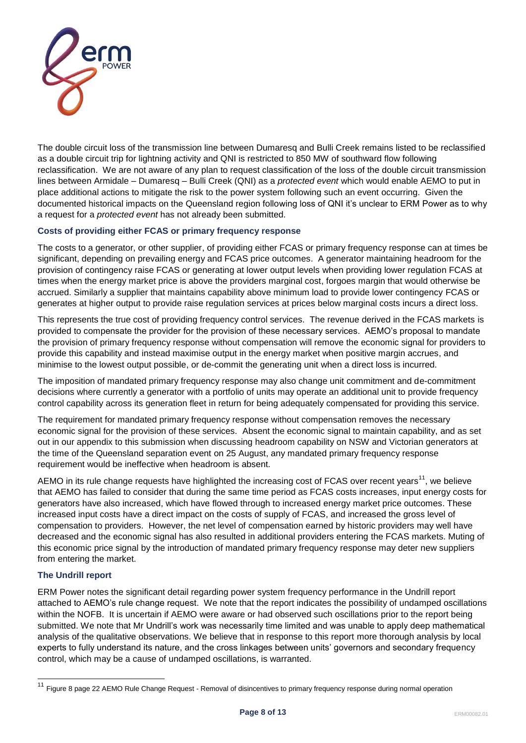The double circuit loss of the transmission line between Dumaresq and Bulli Creek remains listed to be reclassified as a double circuit trip for lightning activity and QNI is restricted to 850 MW of southward flow following reclassification. We are not aware of any plan to request classification of the loss of the double circuit transmission lines between Armidale – Dumaresq – Bulli Creek (QNI) as a *protected event* which would enable AEMO to put in place additional actions to mitigate the risk to the power system following such an event occurring. Given the documented historical impacts on the Queensland region following loss of QNI it's unclear to ERM Power as to why a request for a *protected event* has not already been submitted.

### Costs of providing either FCAS or primary frequency response

The costs to a generator, or other supplier, of providing either FCAS or primary frequency response can at times be significant, depending on prevailing energy and FCAS price outcomes. A generator maintaining headroom for the provision of contingency raise FCAS or generating at lower output levels when providing lower regulation FCAS at times when the energy market price is above the providers marginal cost, forgoes margin that would otherwise be accrued. Similarly a supplier that maintains capability above minimum load to provide lower contingency FCAS or generates at higher output to provide raise regulation services at prices below marginal costs incurs a direct loss.

This represents the true cost of providing frequency control services. The revenue derived in the FCAS markets is provided to compensate the provider for the provision of these necessary services. AEMO's proposal to mandate the provision of primary frequency response without compensation will remove the economic signal for providers to provide this capability and instead maximise output in the energy market when positive margin accrues, and minimise to the lowest output possible, or de-commit the generating unit when a direct loss is incurred.

The imposition of mandated primary frequency response may also change unit commitment and de-commitment decisions where currently a generator with a portfolio of units may operate an additional unit to provide frequency control capability across its generation fleet in return for being adequately compensated for providing this service.

The requirement for mandated primary frequency response without compensation removes the necessary economic signal for the provision of these services. Absent the economic signal to maintain capability, and as set out in our appendix to this submission when discussing headroom capability on NSW and Victorian generators at the time of the Queensland separation event on 25 August, any mandated primary frequency response requirement would be ineffective when headroom is absent.

AEMO in its rule change requests have highlighted the increasing cost of FCAS over recent years[11], we believe that AEMO has failed to consider that during the same time period as FCAS costs increases, input energy costs for generators have also increased, which have flowed through to increased energy market price outcomes. These increased input costs have a direct impact on the costs of supply of FCAS, and increased the gross level of compensation to providers. However, the net level of compensation earned by historic providers may well have decreased and the economic signal has also resulted in additional providers entering the FCAS markets. Muting of this economic price signal by the introduction of mandated primary frequency response may deter new suppliers from entering the market.

### The Undrill report

ERM Power notes the significant detail regarding power system frequency performance in the Undrill report attached to AEMO's rule change request. We note that the report indicates the possibility of undamped oscillations within the NOFB. It is uncertain if AEMO were aware or had observed such oscillations prior to the report being submitted. We note that Mr Undrill's work was necessarily time limited and was unable to apply deep mathematical analysis of the qualitative observations. We believe that in response to this report more thorough analysis by local experts to fully understand its nature, and the cross linkages between units' governors and secondary frequency control, which may be a cause of undamped oscillations, is warranted.

---

[11] Figure 8 page 22 AEMO Rule Change Request - Removal of disincentives to primary frequency response during normal operation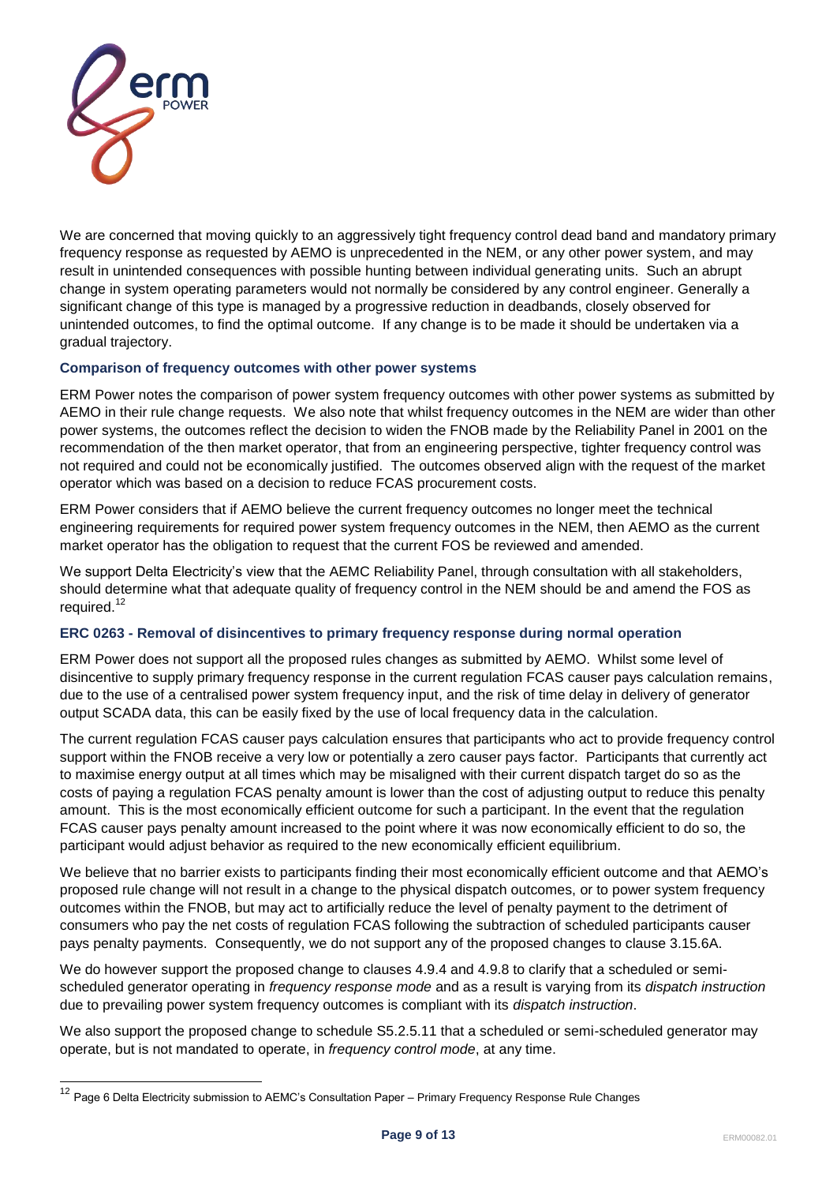We are concerned that moving quickly to an aggressively tight frequency control dead band and mandatory primary frequency response as requested by AEMO is unprecedented in the NEM, or any other power system, and may result in unintended consequences with possible hunting between individual generating units. Such an abrupt change in system operating parameters would not normally be considered by any control engineer. Generally a significant change of this type is managed by a progressive reduction in deadbands, closely observed for unintended outcomes, to find the optimal outcome. If any change is to be made it should be undertaken via a gradual trajectory.

### Comparison of frequency outcomes with other power systems

ERM Power notes the comparison of power system frequency outcomes with other power systems as submitted by AEMO in their rule change requests. We also note that whilst frequency outcomes in the NEM are wider than other power systems, the outcomes reflect the decision to widen the FNOB made by the Reliability Panel in 2001 on the recommendation of the then market operator, that from an engineering perspective, tighter frequency control was not required and could not be economically justified. The outcomes observed align with the request of the market operator which was based on a decision to reduce FCAS procurement costs.

ERM Power considers that if AEMO believe the current frequency outcomes no longer meet the technical engineering requirements for required power system frequency outcomes in the NEM, then AEMO as the current market operator has the obligation to request that the current FOS be reviewed and amended.

We support Delta Electricity's view that the AEMC Reliability Panel, through consultation with all stakeholders, should determine what that adequate quality of frequency control in the NEM should be and amend the FOS as required.[12]

### ERC 0263 - Removal of disincentives to primary frequency response during normal operation

ERM Power does not support all the proposed rules changes as submitted by AEMO. Whilst some level of disincentive to supply primary frequency response in the current regulation FCAS causer pays calculation remains, due to the use of a centralised power system frequency input, and the risk of time delay in delivery of generator output SCADA data, this can be easily fixed by the use of local frequency data in the calculation.

The current regulation FCAS causer pays calculation ensures that participants who act to provide frequency control support within the FNOB receive a very low or potentially a zero causer pays factor. Participants that currently act to maximise energy output at all times which may be misaligned with their current dispatch target do so as the costs of paying a regulation FCAS penalty amount is lower than the cost of adjusting output to reduce this penalty amount. This is the most economically efficient outcome for such a participant. In the event that the regulation FCAS causer pays penalty amount increased to the point where it was now economically efficient to do so, the participant would adjust behavior as required to the new economically efficient equilibrium.

We believe that no barrier exists to participants finding their most economically efficient outcome and that AEMO's proposed rule change will not result in a change to the physical dispatch outcomes, or to power system frequency outcomes within the FNOB, but may act to artificially reduce the level of penalty payment to the detriment of consumers who pay the net costs of regulation FCAS following the subtraction of scheduled participants causer pays penalty payments. Consequently, we do not support any of the proposed changes to clause 3.15.6A.

We do however support the proposed change to clauses 4.9.4 and 4.9.8 to clarify that a scheduled or semi-scheduled generator operating in *frequency response mode* and as a result is varying from its *dispatch instruction* due to prevailing power system frequency outcomes is compliant with its *dispatch instruction*.

We also support the proposed change to schedule S5.2.5.11 that a scheduled or semi-scheduled generator may operate, but is not mandated to operate, in *frequency control mode*, at any time.

---

[12] Page 6 Delta Electricity submission to AEMC's Consultation Paper – Primary Frequency Response Rule Changes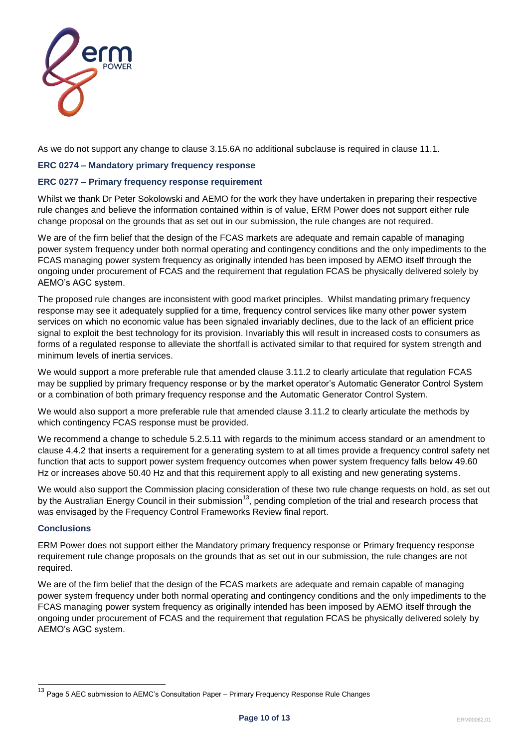As we do not support any change to clause 3.15.6A no additional subclause is required in clause 11.1.

### ERC 0274 – Mandatory primary frequency response

### ERC 0277 – Primary frequency response requirement

Whilst we thank Dr Peter Sokolowski and AEMO for the work they have undertaken in preparing their respective rule changes and believe the information contained within is of value, ERM Power does not support either rule change proposal on the grounds that as set out in our submission, the rule changes are not required.

We are of the firm belief that the design of the FCAS markets are adequate and remain capable of managing power system frequency under both normal operating and contingency conditions and the only impediments to the FCAS managing power system frequency as originally intended has been imposed by AEMO itself through the ongoing under procurement of FCAS and the requirement that regulation FCAS be physically delivered solely by AEMO's AGC system.

The proposed rule changes are inconsistent with good market principles. Whilst mandating primary frequency response may see it adequately supplied for a time, frequency control services like many other power system services on which no economic value has been signaled invariably declines, due to the lack of an efficient price signal to exploit the best technology for its provision. Invariably this will result in increased costs to consumers as forms of a regulated response to alleviate the shortfall is activated similar to that required for system strength and minimum levels of inertia services.

We would support a more preferable rule that amended clause 3.11.2 to clearly articulate that regulation FCAS may be supplied by primary frequency response or by the market operator's Automatic Generator Control System or a combination of both primary frequency response and the Automatic Generator Control System.

We would also support a more preferable rule that amended clause 3.11.2 to clearly articulate the methods by which contingency FCAS response must be provided.

We recommend a change to schedule 5.2.5.11 with regards to the minimum access standard or an amendment to clause 4.4.2 that inserts a requirement for a generating system to at all times provide a frequency control safety net function that acts to support power system frequency outcomes when power system frequency falls below 49.60 Hz or increases above 50.40 Hz and that this requirement apply to all existing and new generating systems.

We would also support the Commission placing consideration of these two rule change requests on hold, as set out by the Australian Energy Council in their submission[13], pending completion of the trial and research process that was envisaged by the Frequency Control Frameworks Review final report.

### Conclusions

ERM Power does not support either the Mandatory primary frequency response or Primary frequency response requirement rule change proposals on the grounds that as set out in our submission, the rule changes are not required.

We are of the firm belief that the design of the FCAS markets are adequate and remain capable of managing power system frequency under both normal operating and contingency conditions and the only impediments to the FCAS managing power system frequency as originally intended has been imposed by AEMO itself through the ongoing under procurement of FCAS and the requirement that regulation FCAS be physically delivered solely by AEMO's AGC system.

---

[13] Page 5 AEC submission to AEMC's Consultation Paper – Primary Frequency Response Rule Changes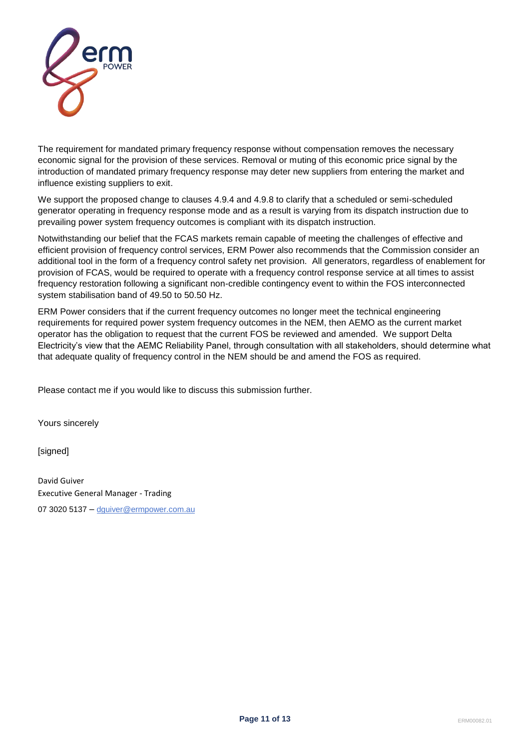The requirement for mandated primary frequency response without compensation removes the necessary economic signal for the provision of these services. Removal or muting of this economic price signal by the introduction of mandated primary frequency response may deter new suppliers from entering the market and influence existing suppliers to exit.

We support the proposed change to clauses 4.9.4 and 4.9.8 to clarify that a scheduled or semi-scheduled generator operating in frequency response mode and as a result is varying from its dispatch instruction due to prevailing power system frequency outcomes is compliant with its dispatch instruction.

Notwithstanding our belief that the FCAS markets remain capable of meeting the challenges of effective and efficient provision of frequency control services, ERM Power also recommends that the Commission consider an additional tool in the form of a frequency control safety net provision. All generators, regardless of enablement for provision of FCAS, would be required to operate with a frequency control response service at all times to assist frequency restoration following a significant non-credible contingency event to within the FOS interconnected system stabilisation band of 49.50 to 50.50 Hz.

ERM Power considers that if the current frequency outcomes no longer meet the technical engineering requirements for required power system frequency outcomes in the NEM, then AEMO as the current market operator has the obligation to request that the current FOS be reviewed and amended. We support Delta Electricity's view that the AEMC Reliability Panel, through consultation with all stakeholders, should determine what that adequate quality of frequency control in the NEM should be and amend the FOS as required.

Please contact me if you would like to discuss this submission further.

Yours sincerely

[signed]

David Guiver
Executive General Manager - Trading
07 3020 5137 – dguiver@ermpower.com.au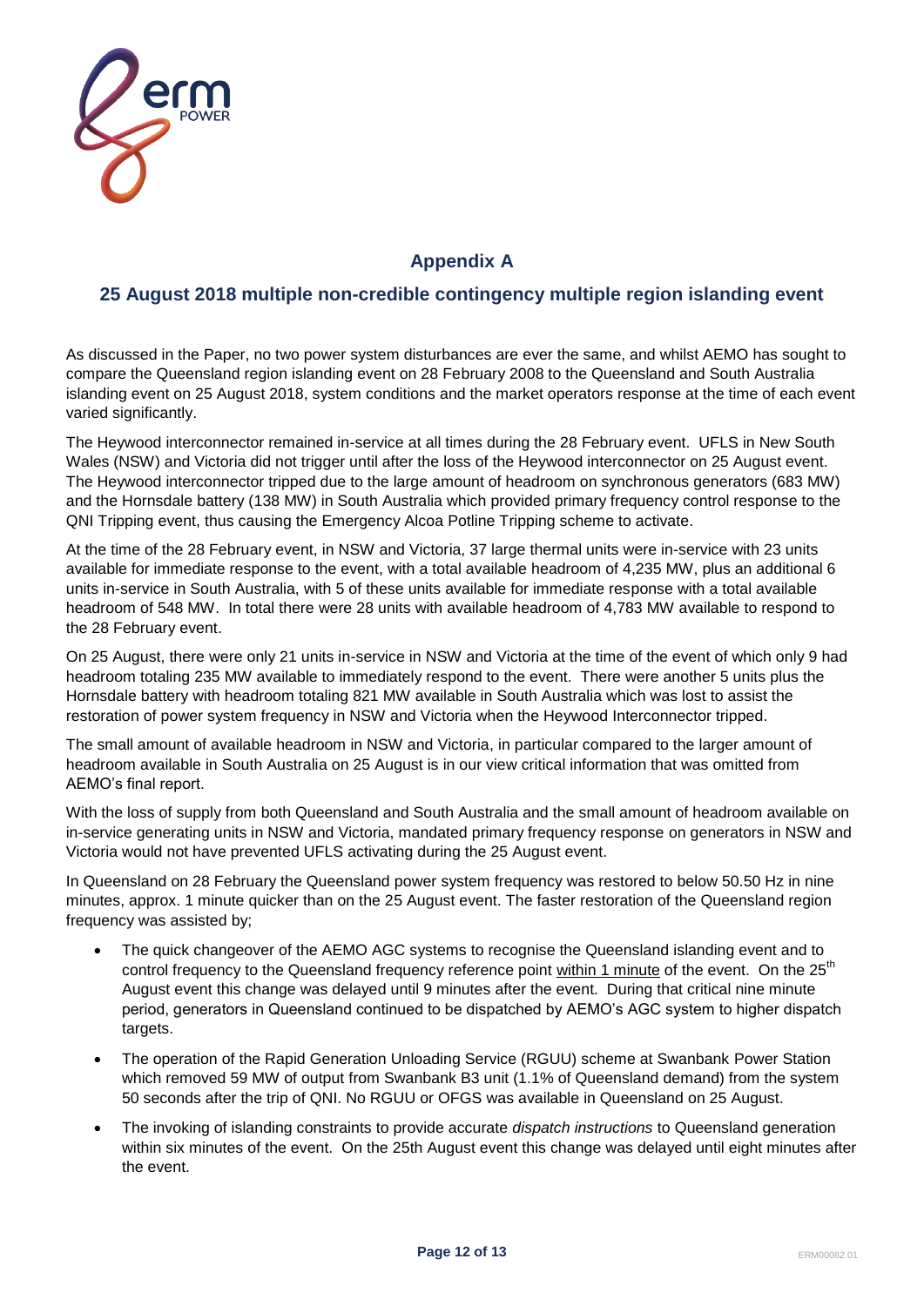## Appendix A

### 25 August 2018 multiple non-credible contingency multiple region islanding event

As discussed in the Paper, no two power system disturbances are ever the same, and whilst AEMO has sought to compare the Queensland region islanding event on 28 February 2008 to the Queensland and South Australia islanding event on 25 August 2018, system conditions and the market operators response at the time of each event varied significantly.

The Heywood interconnector remained in-service at all times during the 28 February event. UFLS in New South Wales (NSW) and Victoria did not trigger until after the loss of the Heywood interconnector on 25 August event. The Heywood interconnector tripped due to the large amount of headroom on synchronous generators (683 MW) and the Hornsdale battery (138 MW) in South Australia which provided primary frequency control response to the QNI Tripping event, thus causing the Emergency Alcoa Potline Tripping scheme to activate.

At the time of the 28 February event, in NSW and Victoria, 37 large thermal units were in-service with 23 units available for immediate response to the event, with a total available headroom of 4,235 MW, plus an additional 6 units in-service in South Australia, with 5 of these units available for immediate response with a total available headroom of 548 MW. In total there were 28 units with available headroom of 4,783 MW available to respond to the 28 February event.

On 25 August, there were only 21 units in-service in NSW and Victoria at the time of the event of which only 9 had headroom totaling 235 MW available to immediately respond to the event. There were another 5 units plus the Hornsdale battery with headroom totaling 821 MW available in South Australia which was lost to assist the restoration of power system frequency in NSW and Victoria when the Heywood Interconnector tripped.

The small amount of available headroom in NSW and Victoria, in particular compared to the larger amount of headroom available in South Australia on 25 August is in our view critical information that was omitted from AEMO's final report.

With the loss of supply from both Queensland and South Australia and the small amount of headroom available on in-service generating units in NSW and Victoria, mandated primary frequency response on generators in NSW and Victoria would not have prevented UFLS activating during the 25 August event.

In Queensland on 28 February the Queensland power system frequency was restored to below 50.50 Hz in nine minutes, approx. 1 minute quicker than on the 25 August event. The faster restoration of the Queensland region frequency was assisted by;

- The quick changeover of the AEMO AGC systems to recognise the Queensland islanding event and to control frequency to the Queensland frequency reference point within 1 minute of the event. On the 25th August event this change was delayed until 9 minutes after the event. During that critical nine minute period, generators in Queensland continued to be dispatched by AEMO's AGC system to higher dispatch targets.
- The operation of the Rapid Generation Unloading Service (RGUU) scheme at Swanbank Power Station which removed 59 MW of output from Swanbank B3 unit (1.1% of Queensland demand) from the system 50 seconds after the trip of QNI. No RGUU or OFGS was available in Queensland on 25 August.
- The invoking of islanding constraints to provide accurate *dispatch instructions* to Queensland generation within six minutes of the event. On the 25th August event this change was delayed until eight minutes after the event.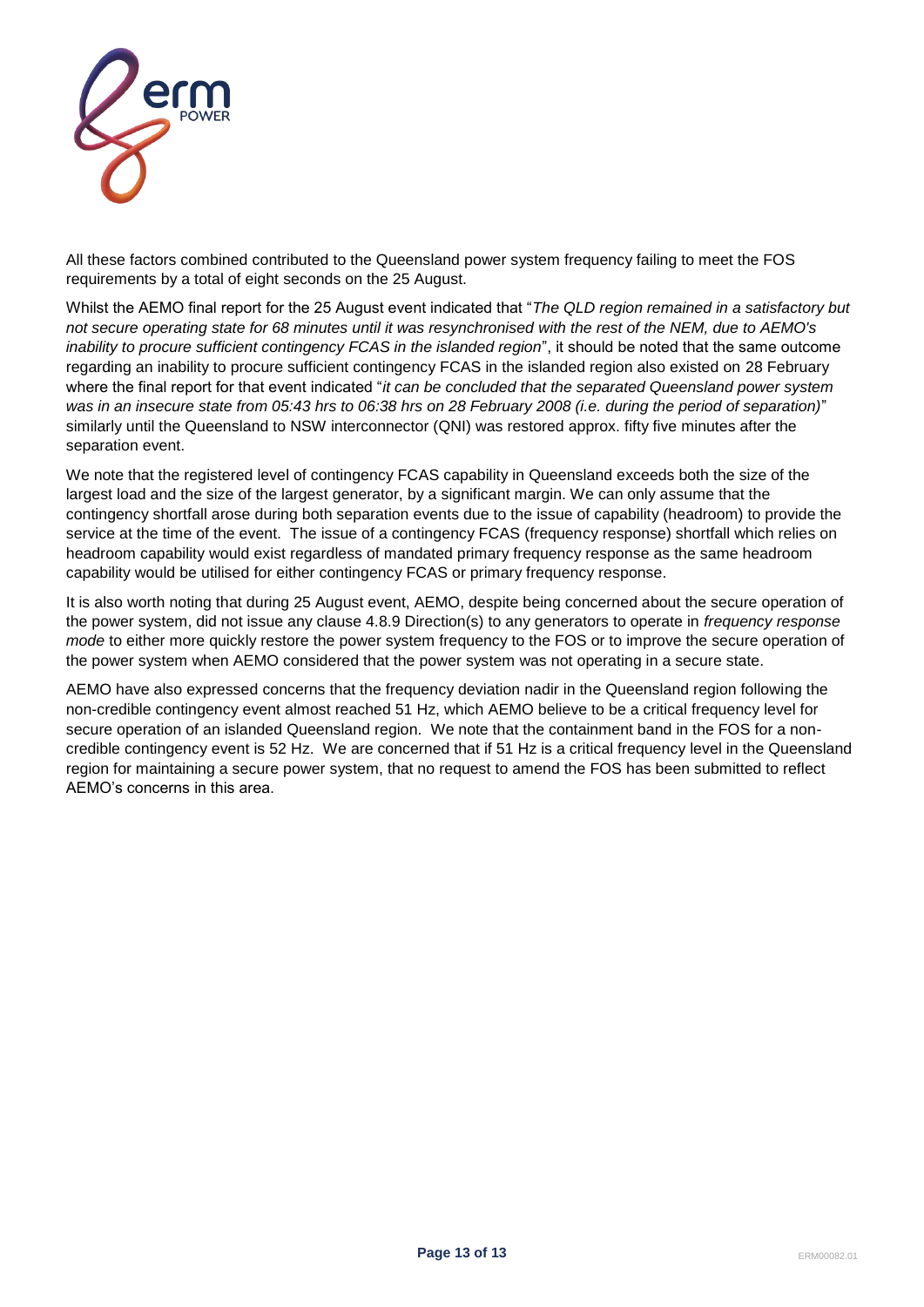All these factors combined contributed to the Queensland power system frequency failing to meet the FOS requirements by a total of eight seconds on the 25 August.

Whilst the AEMO final report for the 25 August event indicated that "*The QLD region remained in a satisfactory but not secure operating state for 68 minutes until it was resynchronised with the rest of the NEM, due to AEMO's inability to procure sufficient contingency FCAS in the islanded region*", it should be noted that the same outcome regarding an inability to procure sufficient contingency FCAS in the islanded region also existed on 28 February where the final report for that event indicated "*it can be concluded that the separated Queensland power system was in an insecure state from 05:43 hrs to 06:38 hrs on 28 February 2008 (i.e. during the period of separation)*" similarly until the Queensland to NSW interconnector (QNI) was restored approx. fifty five minutes after the separation event.

We note that the registered level of contingency FCAS capability in Queensland exceeds both the size of the largest load and the size of the largest generator, by a significant margin. We can only assume that the contingency shortfall arose during both separation events due to the issue of capability (headroom) to provide the service at the time of the event. The issue of a contingency FCAS (frequency response) shortfall which relies on headroom capability would exist regardless of mandated primary frequency response as the same headroom capability would be utilised for either contingency FCAS or primary frequency response.

It is also worth noting that during 25 August event, AEMO, despite being concerned about the secure operation of the power system, did not issue any clause 4.8.9 Direction(s) to any generators to operate in *frequency response mode* to either more quickly restore the power system frequency to the FOS or to improve the secure operation of the power system when AEMO considered that the power system was not operating in a secure state.

AEMO have also expressed concerns that the frequency deviation nadir in the Queensland region following the non-credible contingency event almost reached 51 Hz, which AEMO believe to be a critical frequency level for secure operation of an islanded Queensland region. We note that the containment band in the FOS for a non-credible contingency event is 52 Hz. We are concerned that if 51 Hz is a critical frequency level in the Queensland region for maintaining a secure power system, that no request to amend the FOS has been submitted to reflect AEMO's concerns in this area.